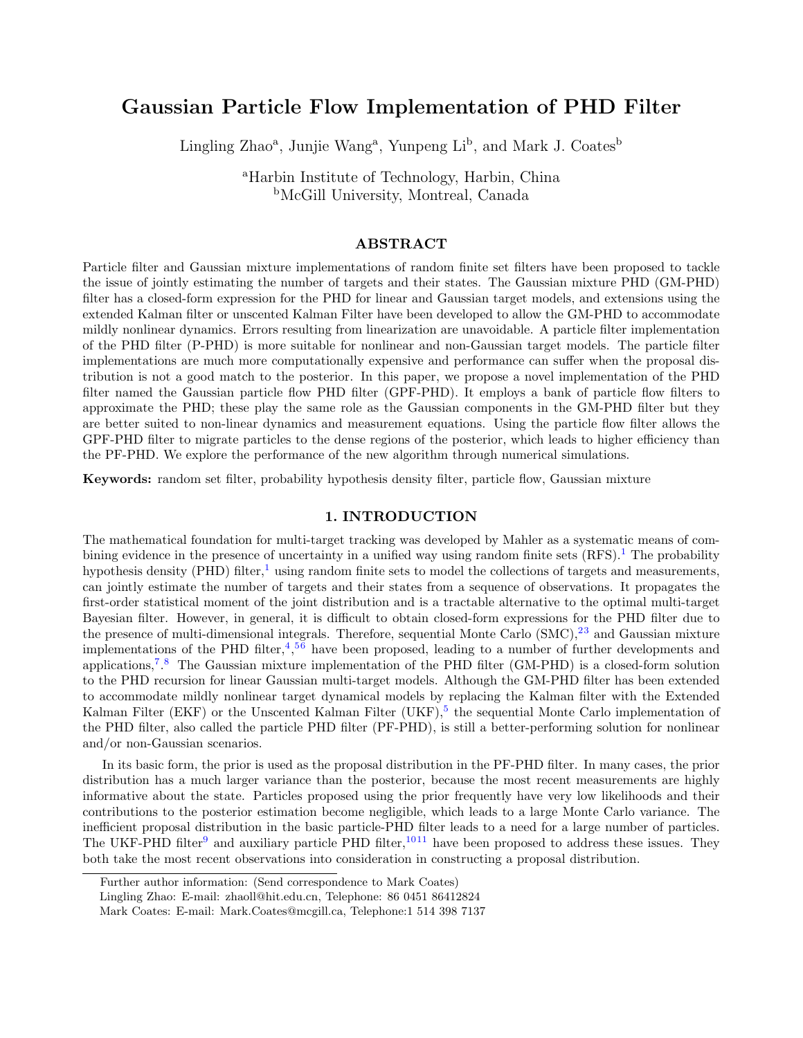# Gaussian Particle Flow Implementation of PHD Filter

Lingling Zhao[a], Junjie Wang[a], Yunpeng Li[b], and Mark J. Coates[b]

[a]Harbin Institute of Technology, Harbin, China
[b]McGill University, Montreal, Canada

## ABSTRACT

Particle filter and Gaussian mixture implementations of random finite set filters have been proposed to tackle the issue of jointly estimating the number of targets and their states. The Gaussian mixture PHD (GM-PHD) filter has a closed-form expression for the PHD for linear and Gaussian target models, and extensions using the extended Kalman filter or unscented Kalman Filter have been developed to allow the GM-PHD to accommodate mildly nonlinear dynamics. Errors resulting from linearization are unavoidable. A particle filter implementation of the PHD filter (P-PHD) is more suitable for nonlinear and non-Gaussian target models. The particle filter implementations are much more computationally expensive and performance can suffer when the proposal distribution is not a good match to the posterior. In this paper, we propose a novel implementation of the PHD filter named the Gaussian particle flow PHD filter (GPF-PHD). It employs a bank of particle flow filters to approximate the PHD; these play the same role as the Gaussian components in the GM-PHD filter but they are better suited to non-linear dynamics and measurement equations. Using the particle flow filter allows the GPF-PHD filter to migrate particles to the dense regions of the posterior, which leads to higher efficiency than the PF-PHD. We explore the performance of the new algorithm through numerical simulations.

**Keywords:** random set filter, probability hypothesis density filter, particle flow, Gaussian mixture

## 1. INTRODUCTION

The mathematical foundation for multi-target tracking was developed by Mahler as a systematic means of combining evidence in the presence of uncertainty in a unified way using random finite sets (RFS).[1] The probability hypothesis density (PHD) filter,[1] using random finite sets to model the collections of targets and measurements, can jointly estimate the number of targets and their states from a sequence of observations. It propagates the first-order statistical moment of the joint distribution and is a tractable alternative to the optimal multi-target Bayesian filter. However, in general, it is difficult to obtain closed-form expressions for the PHD filter due to the presence of multi-dimensional integrals. Therefore, sequential Monte Carlo (SMC),[2,3] and Gaussian mixture implementations of the PHD filter,[4],[5,6] have been proposed, leading to a number of further developments and applications,[7].[8] The Gaussian mixture implementation of the PHD filter (GM-PHD) is a closed-form solution to the PHD recursion for linear Gaussian multi-target models. Although the GM-PHD filter has been extended to accommodate mildly nonlinear target dynamical models by replacing the Kalman filter with the Extended Kalman Filter (EKF) or the Unscented Kalman Filter (UKF),[5] the sequential Monte Carlo implementation of the PHD filter, also called the particle PHD filter (PF-PHD), is still a better-performing solution for nonlinear and/or non-Gaussian scenarios.

In its basic form, the prior is used as the proposal distribution in the PF-PHD filter. In many cases, the prior distribution has a much larger variance than the posterior, because the most recent measurements are highly informative about the state. Particles proposed using the prior frequently have very low likelihoods and their contributions to the posterior estimation become negligible, which leads to a large Monte Carlo variance. The inefficient proposal distribution in the basic particle-PHD filter leads to a need for a large number of particles. The UKF-PHD filter[9] and auxiliary particle PHD filter,[10,11] have been proposed to address these issues. They both take the most recent observations into consideration in constructing a proposal distribution.

Further author information: (Send correspondence to Mark Coates)
Lingling Zhao: E-mail: zhaoll@hit.edu.cn, Telephone: 86 0451 86412824
Mark Coates: E-mail: Mark.Coates@mcgill.ca, Telephone:1 514 398 7137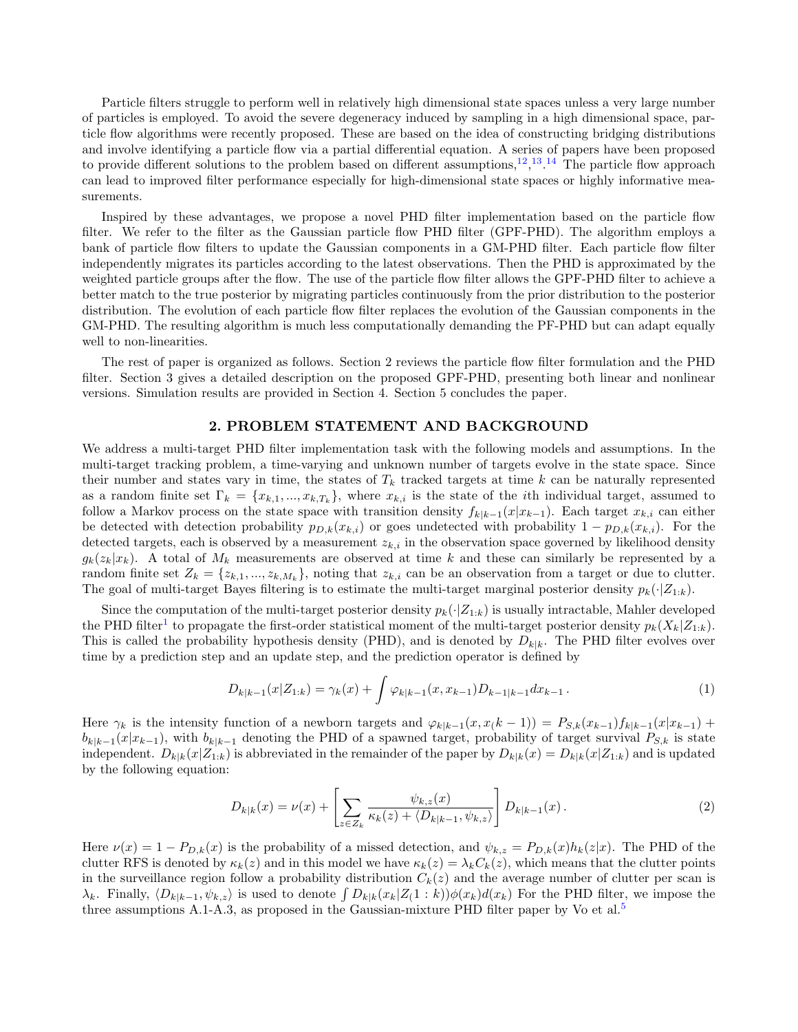Particle filters struggle to perform well in relatively high dimensional state spaces unless a very large number of particles is employed. To avoid the severe degeneracy induced by sampling in a high dimensional space, particle flow algorithms were recently proposed. These are based on the idea of constructing bridging distributions and involve identifying a particle flow via a partial differential equation. A series of papers have been proposed to provide different solutions to the problem based on different assumptions,[12],[13].[14] The particle flow approach can lead to improved filter performance especially for high-dimensional state spaces or highly informative measurements.

Inspired by these advantages, we propose a novel PHD filter implementation based on the particle flow filter. We refer to the filter as the Gaussian particle flow PHD filter (GPF-PHD). The algorithm employs a bank of particle flow filters to update the Gaussian components in a GM-PHD filter. Each particle flow filter independently migrates its particles according to the latest observations. Then the PHD is approximated by the weighted particle groups after the flow. The use of the particle flow filter allows the GPF-PHD filter to achieve a better match to the true posterior by migrating particles continuously from the prior distribution to the posterior distribution. The evolution of each particle flow filter replaces the evolution of the Gaussian components in the GM-PHD. The resulting algorithm is much less computationally demanding the PF-PHD but can adapt equally well to non-linearities.

The rest of paper is organized as follows. Section 2 reviews the particle flow filter formulation and the PHD filter. Section 3 gives a detailed description on the proposed GPF-PHD, presenting both linear and nonlinear versions. Simulation results are provided in Section 4. Section 5 concludes the paper.

## 2. PROBLEM STATEMENT AND BACKGROUND

We address a multi-target PHD filter implementation task with the following models and assumptions. In the multi-target tracking problem, a time-varying and unknown number of targets evolve in the state space. Since their number and states vary in time, the states of $T_k$ tracked targets at time $k$ can be naturally represented as a random finite set $\Gamma_k = \{x_{k,1}, ..., x_{k,T_k}\}$, where $x_{k,i}$ is the state of the $i$th individual target, assumed to follow a Markov process on the state space with transition density $f_{k|k-1}(x|x_{k-1})$. Each target $x_{k,i}$ can either be detected with detection probability $p_{D,k}(x_{k,i})$ or goes undetected with probability $1 - p_{D,k}(x_{k,i})$. For the detected targets, each is observed by a measurement $z_{k,i}$ in the observation space governed by likelihood density $g_k(z_k|x_k)$. A total of $M_k$ measurements are observed at time $k$ and these can similarly be represented by a random finite set $Z_k = \{z_{k,1}, ..., z_{k,M_k}\}$, noting that $z_{k,i}$ can be an observation from a target or due to clutter. The goal of multi-target Bayes filtering is to estimate the multi-target marginal posterior density $p_k(\cdot|Z_{1:k})$.

Since the computation of the multi-target posterior density $p_k(\cdot|Z_{1:k})$ is usually intractable, Mahler developed the PHD filter[1] to propagate the first-order statistical moment of the multi-target posterior density $p_k(X_k|Z_{1:k})$. This is called the probability hypothesis density (PHD), and is denoted by $D_{k|k}$. The PHD filter evolves over time by a prediction step and an update step, and the prediction operator is defined by

$$D_{k|k-1}(x|Z_{1:k}) = \gamma_k(x) + \int \varphi_{k|k-1}(x, x_{k-1}) D_{k-1|k-1} dx_{k-1}\,. \tag{1}$$

Here $\gamma_k$ is the intensity function of a newborn targets and $\varphi_{k|k-1}(x, x_(k-1)) = P_{S,k}(x_{k-1}) f_{k|k-1}(x|x_{k-1}) + b_{k|k-1}(x|x_{k-1})$, with $b_{k|k-1}$ denoting the PHD of a spawned target, probability of target survival $P_{S,k}$ is state independent. $D_{k|k}(x|Z_{1:k})$ is abbreviated in the remainder of the paper by $D_{k|k}(x) = D_{k|k}(x|Z_{1:k})$ and is updated by the following equation:

$$D_{k|k}(x) = \nu(x) + \left[ \sum_{z \in Z_k} \frac{\psi_{k,z}(x)}{\kappa_k(z) + \langle D_{k|k-1}, \psi_{k,z} \rangle} \right] D_{k|k-1}(x)\,. \tag{2}$$

Here $\nu(x) = 1 - P_{D,k}(x)$ is the probability of a missed detection, and $\psi_{k,z} = P_{D,k}(x) h_k(z|x)$. The PHD of the clutter RFS is denoted by $\kappa_k(z)$ and in this model we have $\kappa_k(z) = \lambda_k C_k(z)$, which means that the clutter points in the surveillance region follow a probability distribution $C_k(z)$ and the average number of clutter per scan is $\lambda_k$. Finally, $\langle D_{k|k-1}, \psi_{k,z} \rangle$ is used to denote $\int D_{k|k}(x_k|Z_(1:k))\phi(x_k) d(x_k)$ For the PHD filter, we impose the three assumptions A.1-A.3, as proposed in the Gaussian-mixture PHD filter paper by Vo et al.[5]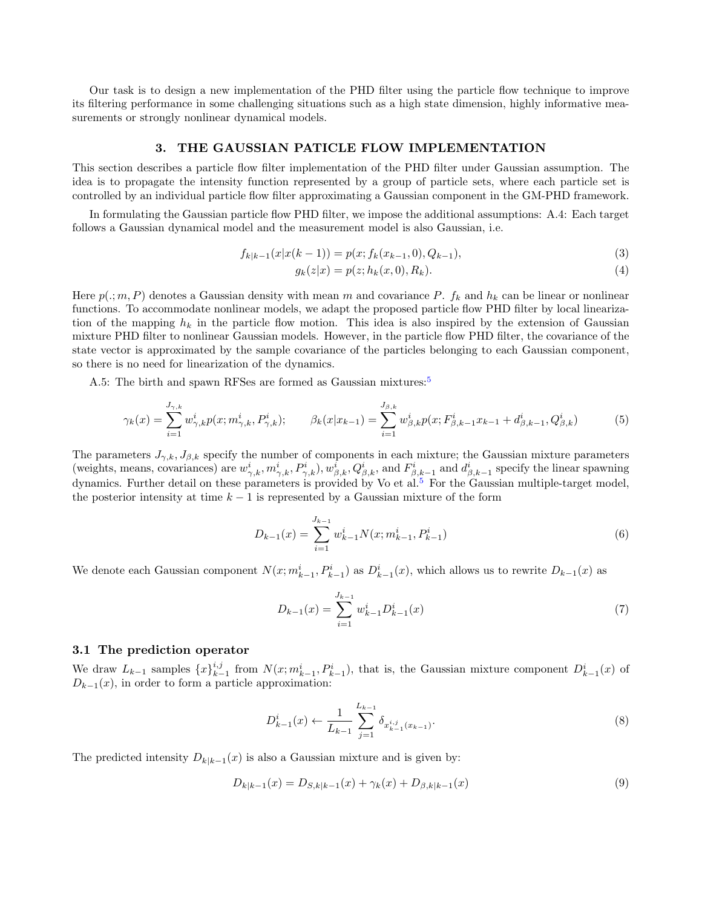Our task is to design a new implementation of the PHD filter using the particle flow technique to improve its filtering performance in some challenging situations such as a high state dimension, highly informative measurements or strongly nonlinear dynamical models.

## 3. THE GAUSSIAN PATICLE FLOW IMPLEMENTATION

This section describes a particle flow filter implementation of the PHD filter under Gaussian assumption. The idea is to propagate the intensity function represented by a group of particle sets, where each particle set is controlled by an individual particle flow filter approximating a Gaussian component in the GM-PHD framework.

In formulating the Gaussian particle flow PHD filter, we impose the additional assumptions: A.4: Each target follows a Gaussian dynamical model and the measurement model is also Gaussian, i.e.

$$f_{k|k-1}(x|x(k-1)) = p(x; f_k(x_{k-1}, 0), Q_{k-1}), \tag{3}$$

$$g_k(z|x) = p(z; h_k(x, 0), R_k). \tag{4}$$

Here $p(.; m, P)$ denotes a Gaussian density with mean $m$ and covariance $P$. $f_k$ and $h_k$ can be linear or nonlinear functions. To accommodate nonlinear models, we adapt the proposed particle flow PHD filter by local linearization of the mapping $h_k$ in the particle flow motion. This idea is also inspired by the extension of Gaussian mixture PHD filter to nonlinear Gaussian models. However, in the particle flow PHD filter, the covariance of the state vector is approximated by the sample covariance of the particles belonging to each Gaussian component, so there is no need for linearization of the dynamics.

A.5: The birth and spawn RFSes are formed as Gaussian mixtures:[5]

$$\gamma_k(x) = \sum_{i=1}^{J_{\gamma,k}} w^i_{\gamma,k} p(x; m^i_{\gamma,k}, P^i_{\gamma,k}); \qquad \beta_k(x|x_{k-1}) = \sum_{i=1}^{J_{\beta,k}} w^i_{\beta,k} p(x; F^i_{\beta,k-1} x_{k-1} + d^i_{\beta,k-1}, Q^i_{\beta,k}) \tag{5}$$

The parameters $J_{\gamma,k}, J_{\beta,k}$ specify the number of components in each mixture; the Gaussian mixture parameters (weights, means, covariances) are $w^i_{\gamma,k}, m^i_{\gamma,k}, P^i_{\gamma,k}), w^i_{\beta,k}, Q^i_{\beta,k}$, and $F^i_{\beta,k-1}$ and $d^i_{\beta,k-1}$ specify the linear spawning dynamics. Further detail on these parameters is provided by Vo et al.[5] For the Gaussian multiple-target model, the posterior intensity at time $k-1$ is represented by a Gaussian mixture of the form

$$D_{k-1}(x) = \sum_{i=1}^{J_{k-1}} w^i_{k-1} N(x; m^i_{k-1}, P^i_{k-1}) \tag{6}$$

We denote each Gaussian component $N(x; m^i_{k-1}, P^i_{k-1})$ as $D^i_{k-1}(x)$, which allows us to rewrite $D_{k-1}(x)$ as

$$D_{k-1}(x) = \sum_{i=1}^{J_{k-1}} w^i_{k-1} D^i_{k-1}(x) \tag{7}$$

### 3.1 The prediction operator

We draw $L_{k-1}$ samples $\{x\}^{i,j}_{k-1}$ from $N(x; m^i_{k-1}, P^i_{k-1})$, that is, the Gaussian mixture component $D^i_{k-1}(x)$ of $D_{k-1}(x)$, in order to form a particle approximation:

$$D^i_{k-1}(x) \leftarrow \frac{1}{L_{k-1}} \sum_{j=1}^{L_{k-1}} \delta_{x^{i,j}_{k-1}(x_{k-1})}. \tag{8}$$

The predicted intensity $D_{k|k-1}(x)$ is also a Gaussian mixture and is given by:

$$D_{k|k-1}(x) = D_{S,k|k-1}(x) + \gamma_k(x) + D_{\beta,k|k-1}(x) \tag{9}$$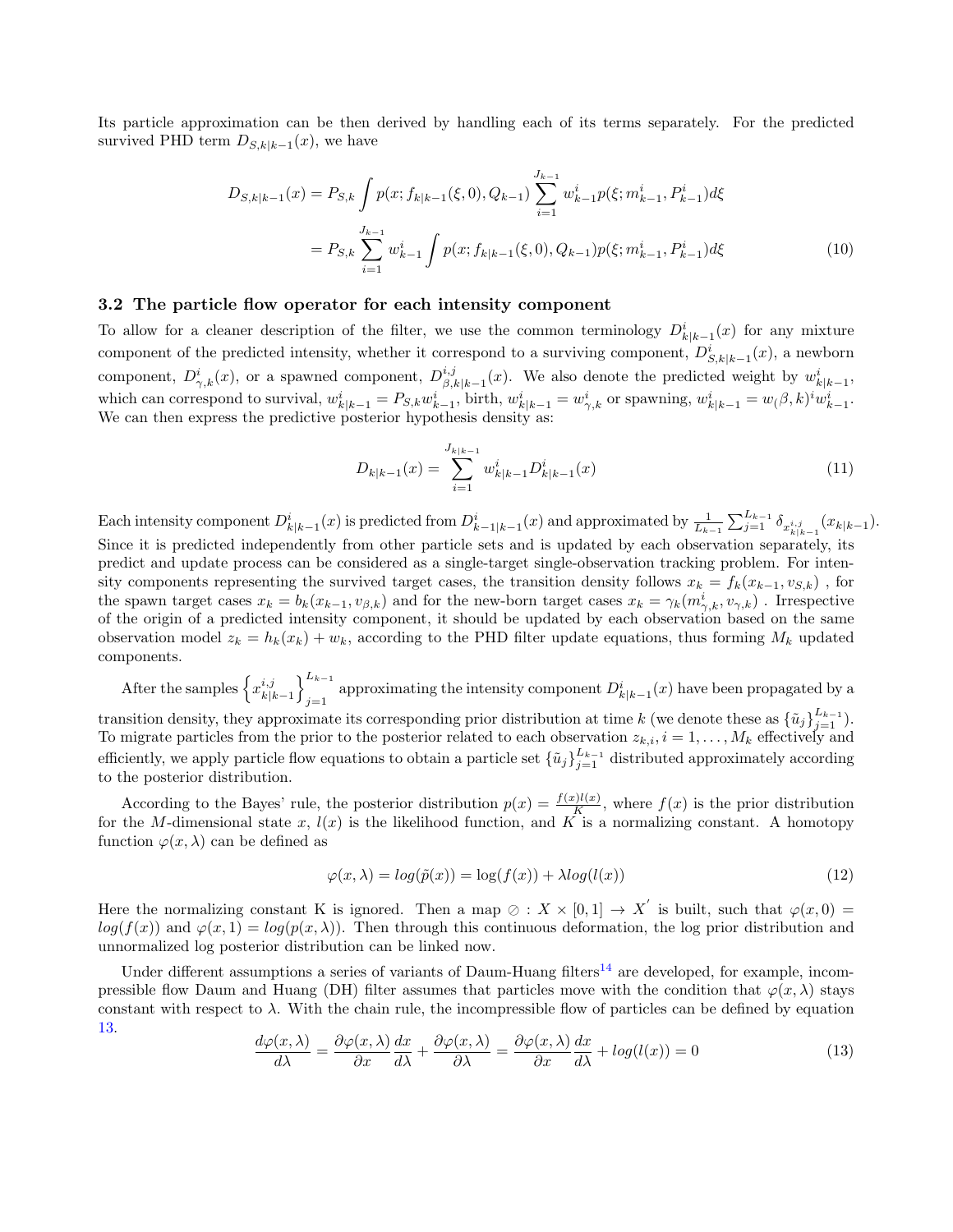Its particle approximation can be then derived by handling each of its terms separately. For the predicted survived PHD term $D_{S,k|k-1}(x)$, we have

$$
\begin{aligned}
D_{S,k|k-1}(x) &= P_{S,k} \int p(x; f_{k|k-1}(\xi, 0), Q_{k-1}) \sum_{i=1}^{J_{k-1}} w_{k-1}^{i} p(\xi; m_{k-1}^{i}, P_{k-1}^{i}) d\xi \\
&= P_{S,k} \sum_{i=1}^{J_{k-1}} w_{k-1}^{i} \int p(x; f_{k|k-1}(\xi, 0), Q_{k-1}) p(\xi; m_{k-1}^{i}, P_{k-1}^{i}) d\xi
\end{aligned} \tag{10}
$$

### 3.2 The particle flow operator for each intensity component

To allow for a cleaner description of the filter, we use the common terminology $D_{k|k-1}^{i}(x)$ for any mixture component of the predicted intensity, whether it correspond to a surviving component, $D_{S,k|k-1}^{i}(x)$, a newborn component, $D_{\gamma,k}^{i}(x)$, or a spawned component, $D_{\beta,k|k-1}^{i,j}(x)$. We also denote the predicted weight by $w_{k|k-1}^{i}$, which can correspond to survival, $w_{k|k-1}^{i} = P_{S,k} w_{k-1}^{i}$, birth, $w_{k|k-1}^{i} = w_{\gamma,k}^{i}$ or spawning, $w_{k|k-1}^{i} = w_(\beta,k)^{i} w_{k-1}^{i}$. We can then express the predictive posterior hypothesis density as:

$$
D_{k|k-1}(x) = \sum_{i=1}^{J_{k|k-1}} w_{k|k-1}^{i} D_{k|k-1}^{i}(x) \tag{11}
$$

Each intensity component $D_{k|k-1}^{i}(x)$ is predicted from $D_{k-1|k-1}^{i}(x)$ and approximated by $\frac{1}{L_{k-1}} \sum_{j=1}^{L_{k-1}} \delta_{x_{k|k-1}^{i,j}}(x_{k|k-1})$. Since it is predicted independently from other particle sets and is updated by each observation separately, its predict and update process can be considered as a single-target single-observation tracking problem. For intensity components representing the survived target cases, the transition density follows $x_k = f_k(x_{k-1}, v_{S,k})$ , for the spawn target cases $x_k = b_k(x_{k-1}, v_{\beta,k})$ and for the new-born target cases $x_k = \gamma_k(m_{\gamma,k}^{i}, v_{\gamma,k})$ . Irrespective of the origin of a predicted intensity component, it should be updated by each observation based on the same observation model $z_k = h_k(x_k) + w_k$, according to the PHD filter update equations, thus forming $M_k$ updated components.

After the samples $\left\{ x_{k|k-1}^{i,j} \right\}_{j=1}^{L_{k-1}}$ approximating the intensity component $D_{k|k-1}^{i}(x)$ have been propagated by a transition density, they approximate its corresponding prior distribution at time $k$ (we denote these as $\{\tilde{u}_j\}_{j=1}^{L_{k-1}}$). To migrate particles from the prior to the posterior related to each observation $z_{k,i}, i = 1, \ldots, M_k$ effectively and efficiently, we apply particle flow equations to obtain a particle set $\{\tilde{u}_j\}_{j=1}^{L_{k-1}}$ distributed approximately according to the posterior distribution.

According to the Bayes' rule, the posterior distribution $p(x) = \frac{f(x)l(x)}{K}$, where $f(x)$ is the prior distribution for the $M$-dimensional state $x$, $l(x)$ is the likelihood function, and $K$ is a normalizing constant. A homotopy function $\varphi(x, \lambda)$ can be defined as

$$
\varphi(x, \lambda) = log(\tilde{p}(x)) = \log(f(x)) + \lambda log(l(x)) \tag{12}
$$

Here the normalizing constant K is ignored. Then a map $\oslash : X \times [0, 1] \rightarrow X'$ is built, such that $\varphi(x, 0) = log(f(x))$ and $\varphi(x, 1) = log(p(x, \lambda))$. Then through this continuous deformation, the log prior distribution and unnormalized log posterior distribution can be linked now.

Under different assumptions a series of variants of Daum-Huang filters[14] are developed, for example, incompressible flow Daum and Huang (DH) filter assumes that particles move with the condition that $\varphi(x, \lambda)$ stays constant with respect to $\lambda$. With the chain rule, the incompressible flow of particles can be defined by equation 13.

$$
\frac{d\varphi(x, \lambda)}{d\lambda} = \frac{\partial \varphi(x, \lambda)}{\partial x} \frac{dx}{d\lambda} + \frac{\partial \varphi(x, \lambda)}{\partial \lambda} = \frac{\partial \varphi(x, \lambda)}{\partial x} \frac{dx}{d\lambda} + log(l(x)) = 0 \tag{13}
$$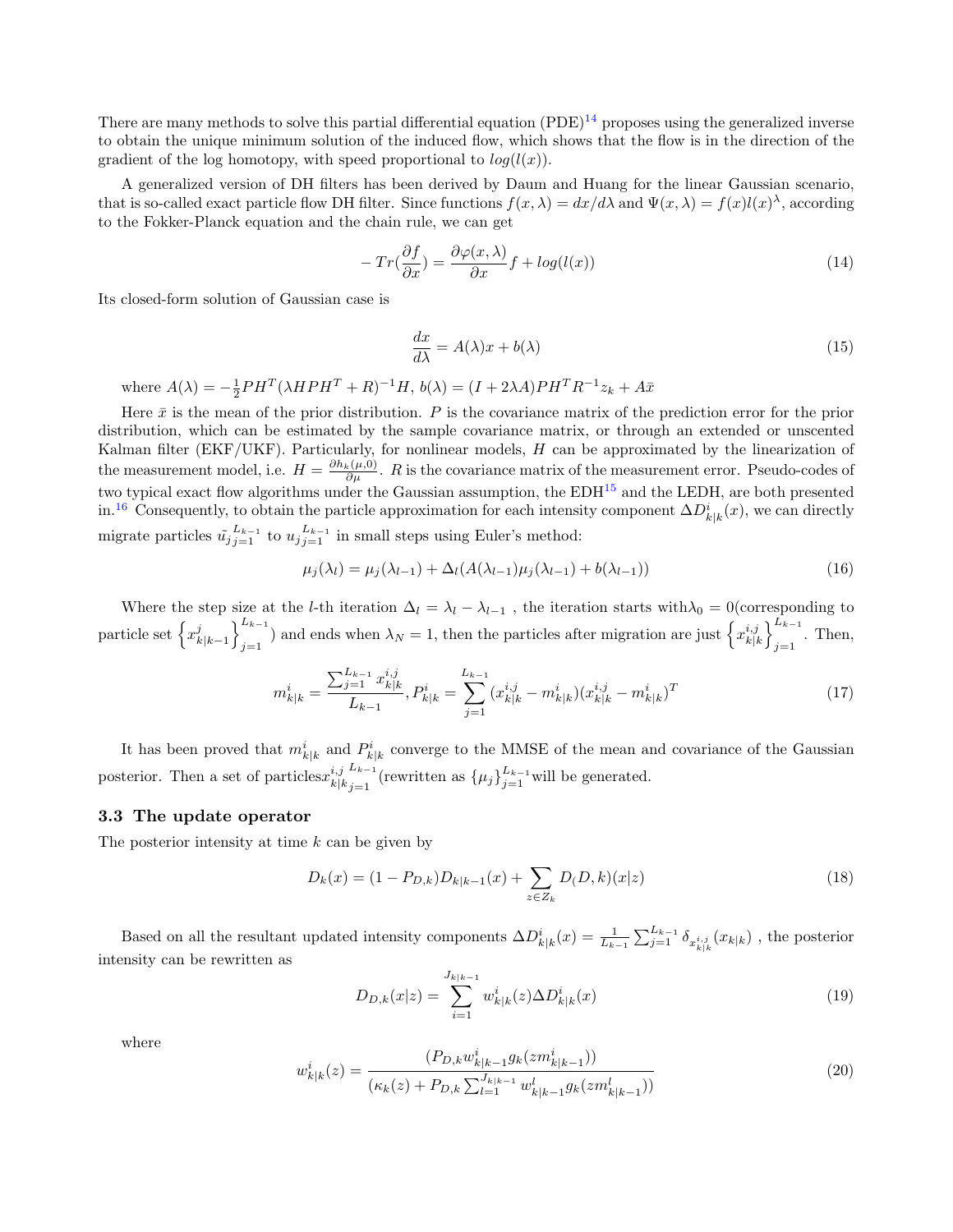There are many methods to solve this partial differential equation (PDE)[14] proposes using the generalized inverse to obtain the unique minimum solution of the induced flow, which shows that the flow is in the direction of the gradient of the log homotopy, with speed proportional to $log(l(x))$.

A generalized version of DH filters has been derived by Daum and Huang for the linear Gaussian scenario, that is so-called exact particle flow DH filter. Since functions $f(x, \lambda) = dx/d\lambda$ and $\Psi(x, \lambda) = f(x)l(x)^{\lambda}$, according to the Fokker-Planck equation and the chain rule, we can get

$$-Tr(\frac{\partial f}{\partial x}) = \frac{\partial \varphi(x, \lambda)}{\partial x} f + log(l(x)) \tag{14}$$

Its closed-form solution of Gaussian case is

$$\frac{dx}{d\lambda} = A(\lambda)x + b(\lambda) \tag{15}$$

where $A(\lambda) = -\frac{1}{2}PH^T(\lambda HPH^T + R)^{-1}H$, $b(\lambda) = (I + 2\lambda A)PH^T R^{-1} z_k + A\bar{x}$

Here $\bar{x}$ is the mean of the prior distribution. $P$ is the covariance matrix of the prediction error for the prior distribution, which can be estimated by the sample covariance matrix, or through an extended or unscented Kalman filter (EKF/UKF). Particularly, for nonlinear models, $H$ can be approximated by the linearization of the measurement model, i.e. $H = \frac{\partial h_k(\mu, 0)}{\partial \mu}$. $R$ is the covariance matrix of the measurement error. Pseudo-codes of two typical exact flow algorithms under the Gaussian assumption, the EDH[15] and the LEDH, are both presented in.[16] Consequently, to obtain the particle approximation for each intensity component $\Delta D^i_{k|k}(x)$, we can directly migrate particles $\tilde{u_j}_{j=1}^{L_{k-1}}$ to $u_j{}_{j=1}^{L_{k-1}}$ in small steps using Euler's method:

$$\mu_j(\lambda_l) = \mu_j(\lambda_{l-1}) + \Delta_l(A(\lambda_{l-1})\mu_j(\lambda_{l-1}) + b(\lambda_{l-1})) \tag{16}$$

Where the step size at the $l$-th iteration $\Delta_l = \lambda_l - \lambda_{l-1}$ , the iteration starts with$\lambda_0 = 0$(corresponding to particle set $\left\{x^j_{k|k-1}\right\}_{j=1}^{L_{k-1}}$) and ends when $\lambda_N = 1$, then the particles after migration are just $\left\{x^{i,j}_{k|k}\right\}_{j=1}^{L_{k-1}}$. Then,

$$m^i_{k|k} = \frac{\sum_{j=1}^{L_{k-1}} x^{i,j}_{k|k}}{L_{k-1}}, P^i_{k|k} = \sum_{j=1}^{L_{k-1}} (x^{i,j}_{k|k} - m^i_{k|k})(x^{i,j}_{k|k} - m^i_{k|k})^T \tag{17}$$

It has been proved that $m^i_{k|k}$ and $P^i_{k|k}$ converge to the MMSE of the mean and covariance of the Gaussian posterior. Then a set of particles$x^{i,j}_{k|k}{}_{j=1}^{L_{k-1}}$(rewritten as $\{\mu_j\}_{j=1}^{L_{k-1}}$will be generated.

### 3.3 The update operator

The posterior intensity at time $k$ can be given by

$$D_k(x) = (1 - P_{D,k})D_{k|k-1}(x) + \sum_{z \in Z_k} D_(D,k)(x|z) \tag{18}$$

Based on all the resultant updated intensity components $\Delta D^i_{k|k}(x) = \frac{1}{L_{k-1}} \sum_{j=1}^{L_{k-1}} \delta_{x^{i,j}_{k|k}}(x_{k|k})$ , the posterior intensity can be rewritten as

$$D_{D,k}(x|z) = \sum_{i=1}^{J_{k|k-1}} w^i_{k|k}(z) \Delta D^i_{k|k}(x) \tag{19}$$

where

$$w^i_{k|k}(z) = \frac{(P_{D,k} w^i_{k|k-1} g_k(z m^i_{k|k-1}))}{(\kappa_k(z) + P_{D,k} \sum_{l=1}^{J_{k|k-1}} w^l_{k|k-1} g_k(z m^l_{k|k-1}))} \tag{20}$$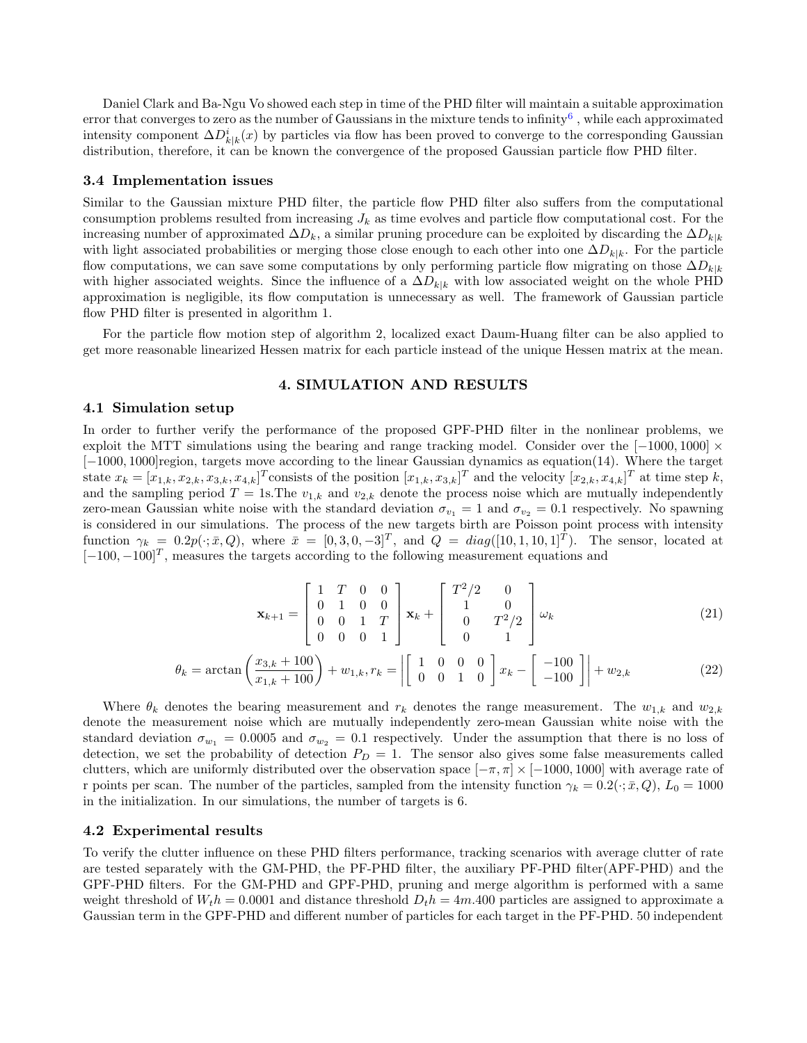Daniel Clark and Ba-Ngu Vo showed each step in time of the PHD filter will maintain a suitable approximation error that converges to zero as the number of Gaussians in the mixture tends to infinity[6] , while each approximated intensity component $\Delta D^{i}_{k|k}(x)$ by particles via flow has been proved to converge to the corresponding Gaussian distribution, therefore, it can be known the convergence of the proposed Gaussian particle flow PHD filter.

### 3.4 Implementation issues

Similar to the Gaussian mixture PHD filter, the particle flow PHD filter also suffers from the computational consumption problems resulted from increasing $J_k$ as time evolves and particle flow computational cost. For the increasing number of approximated $\Delta D_k$, a similar pruning procedure can be exploited by discarding the $\Delta D_{k|k}$ with light associated probabilities or merging those close enough to each other into one $\Delta D_{k|k}$. For the particle flow computations, we can save some computations by only performing particle flow migrating on those $\Delta D_{k|k}$ with higher associated weights. Since the influence of a $\Delta D_{k|k}$ with low associated weight on the whole PHD approximation is negligible, its flow computation is unnecessary as well. The framework of Gaussian particle flow PHD filter is presented in algorithm 1.

For the particle flow motion step of algorithm 2, localized exact Daum-Huang filter can be also applied to get more reasonable linearized Hessen matrix for each particle instead of the unique Hessen matrix at the mean.

## 4. SIMULATION AND RESULTS

### 4.1 Simulation setup

In order to further verify the performance of the proposed GPF-PHD filter in the nonlinear problems, we exploit the MTT simulations using the bearing and range tracking model. Consider over the $[-1000, 1000] \times [-1000, 1000]$region, targets move according to the linear Gaussian dynamics as equation(14). Where the target state $x_k = [x_{1,k}, x_{2,k}, x_{3,k}, x_{4,k}]^T$consists of the position $[x_{1,k}, x_{3,k}]^T$ and the velocity $[x_{2,k}, x_{4,k}]^T$ at time step $k$, and the sampling period $T = 1$s.The $v_{1,k}$ and $v_{2,k}$ denote the process noise which are mutually independently zero-mean Gaussian white noise with the standard deviation $\sigma_{v_1} = 1$ and $\sigma_{v_2} = 0.1$ respectively. No spawning is considered in our simulations. The process of the new targets birth are Poisson point process with intensity function $\gamma_k = 0.2p(\cdot; \bar{x}, Q)$, where $\bar{x} = [0, 3, 0, -3]^T$, and $Q = diag([10, 1, 10, 1]^T)$. The sensor, located at $[-100, -100]^T$, measures the targets according to the following measurement equations and

$$
\mathbf{x}_{k+1} = \begin{bmatrix} 1 & T & 0 & 0 \\ 0 & 1 & 0 & 0 \\ 0 & 0 & 1 & T \\ 0 & 0 & 0 & 1 \end{bmatrix} \mathbf{x}_k + \begin{bmatrix} T^2/2 & 0 \\ 1 & 0 \\ 0 & T^2/2 \\ 0 & 1 \end{bmatrix} \omega_k \tag{21}
$$

$$
\theta_k = \arctan\left(\frac{x_{3,k}+100}{x_{1,k}+100}\right) + w_{1,k}, r_k = \left| \begin{bmatrix} 1 & 0 & 0 & 0 \\ 0 & 0 & 1 & 0 \end{bmatrix} x_k - \begin{bmatrix} -100 \\ -100 \end{bmatrix} \right| + w_{2,k} \tag{22}
$$

Where $\theta_k$ denotes the bearing measurement and $r_k$ denotes the range measurement. The $w_{1,k}$ and $w_{2,k}$ denote the measurement noise which are mutually independently zero-mean Gaussian white noise with the standard deviation $\sigma_{w_1} = 0.0005$ and $\sigma_{w_2} = 0.1$ respectively. Under the assumption that there is no loss of detection, we set the probability of detection $P_D = 1$. The sensor also gives some false measurements called clutters, which are uniformly distributed over the observation space $[-\pi, \pi] \times [-1000, 1000]$ with average rate of r points per scan. The number of the particles, sampled from the intensity function $\gamma_k = 0.2(\cdot; \bar{x}, Q)$, $L_0 = 1000$ in the initialization. In our simulations, the number of targets is 6.

### 4.2 Experimental results

To verify the clutter influence on these PHD filters performance, tracking scenarios with average clutter of rate are tested separately with the GM-PHD, the PF-PHD filter, the auxiliary PF-PHD filter(APF-PHD) and the GPF-PHD filters. For the GM-PHD and GPF-PHD, pruning and merge algorithm is performed with a same weight threshold of $W_th = 0.0001$ and distance threshold $D_th = 4m$.400 particles are assigned to approximate a Gaussian term in the GPF-PHD and different number of particles for each target in the PF-PHD. 50 independent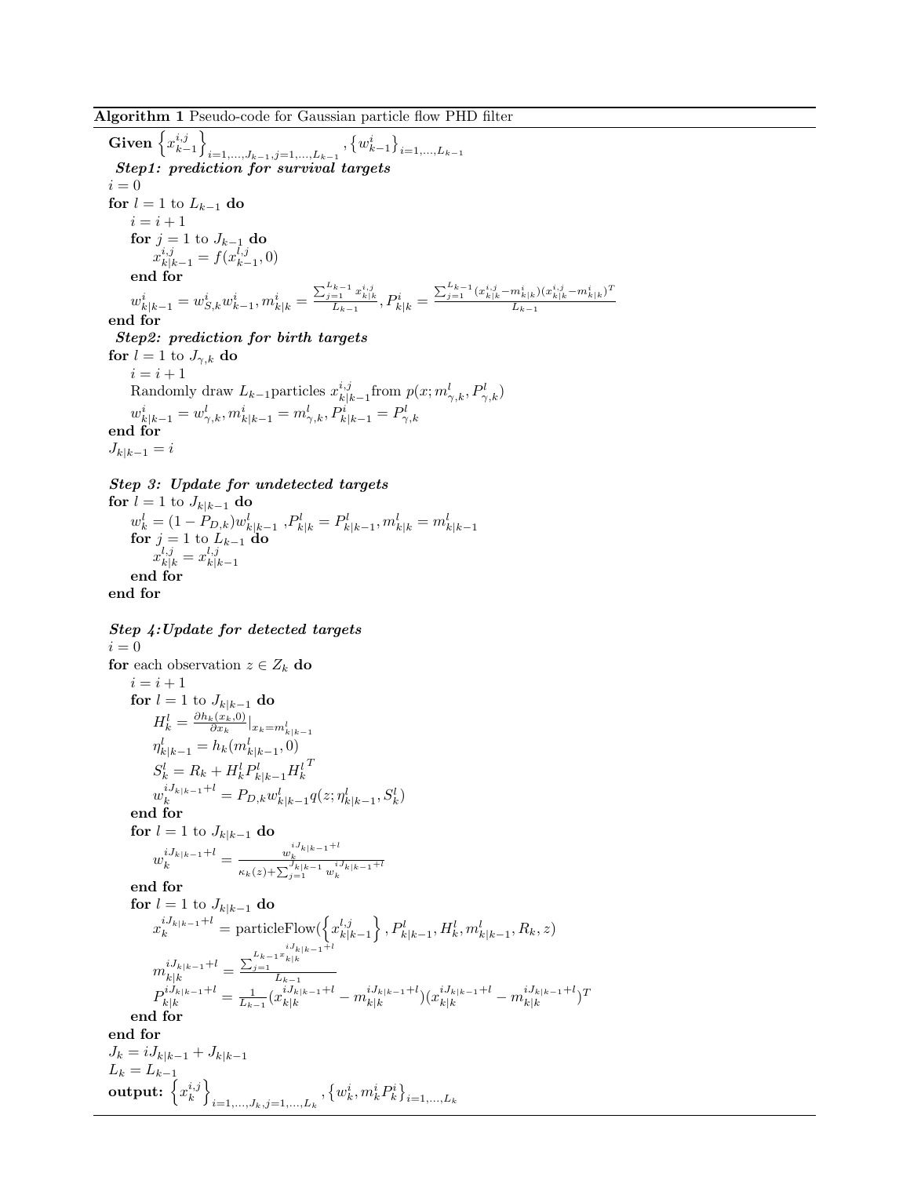**Algorithm 1** Pseudo-code for Gaussian particle flow PHD filter

**Given** $\left\{x_{k-1}^{i,j}\right\}_{i=1,\ldots,J_{k-1},j=1,\ldots,L_{k-1}}, \left\{w_{k-1}^{i}\right\}_{i=1,\ldots,L_{k-1}}$

***Step1: prediction for survival targets***

$i = 0$

**for** $l = 1$ to $L_{k-1}$ **do**

  $i = i + 1$

  **for** $j = 1$ to $J_{k-1}$ **do**

    $x_{k|k-1}^{i,j} = f(x_{k-1}^{l,j}, 0)$

  **end for**

  $w_{k|k-1}^{i} = w_{S,k}^{i} w_{k-1}^{i}, m_{k|k}^{i} = \frac{\sum_{j=1}^{L_{k-1}} x_{k|k}^{i,j}}{L_{k-1}}, P_{k|k}^{i} = \frac{\sum_{j=1}^{L_{k-1}} (x_{k|k}^{i,j} - m_{k|k}^{i})(x_{k|k}^{i,j} - m_{k|k}^{i})^T}{L_{k-1}}$

**end for**

***Step2: prediction for birth targets***

**for** $l = 1$ to $J_{\gamma,k}$ **do**

  $i = i + 1$

  Randomly draw $L_{k-1}$particles $x_{k|k-1}^{i,j}$from $p(x; m_{\gamma,k}^{l}, P_{\gamma,k}^{l})$

  $w_{k|k-1}^{i} = w_{\gamma,k}^{l}, m_{k|k-1}^{i} = m_{\gamma,k}^{l}, P_{k|k-1}^{i} = P_{\gamma,k}^{l}$

**end for**

$J_{k|k-1} = i$

***Step 3: Update for undetected targets***

**for** $l = 1$ to $J_{k|k-1}$ **do**

  $w_{k}^{l} = (1 - P_{D,k}) w_{k|k-1}^{l}$ $, P_{k|k}^{l} = P_{k|k-1}^{l}, m_{k|k}^{l} = m_{k|k-1}^{l}$

  **for** $j = 1$ to $L_{k-1}$ **do**

    $x_{k|k}^{l,j} = x_{k|k-1}^{l,j}$

  **end for**

**end for**

***Step 4:Update for detected targets***

$i = 0$

**for** each observation $z \in Z_k$ **do**

  $i = i + 1$

  **for** $l = 1$ to $J_{k|k-1}$ **do**

    $H_k^l = \frac{\partial h_k(x_k, 0)}{\partial x_k}|_{x_k = m_{k|k-1}^{l}}$

    $\eta_{k|k-1}^{l} = h_k(m_{k|k-1}^{l}, 0)$

    $S_k^l = R_k + H_k^l P_{k|k-1}^{l} {H_k^l}^T$

    $w_k^{iJ_{k|k-1}+l} = P_{D,k} w_{k|k-1}^{l} q(z; \eta_{k|k-1}^{l}, S_k^l)$

  **end for**

  **for** $l = 1$ to $J_{k|k-1}$ **do**

    $w_k^{iJ_{k|k-1}+l} = \frac{w_k^{iJ_{k|k-1}+l}}{\kappa_k(z) + \sum_{j=1}^{J_{k|k-1}} w_k^{iJ_{k|k-1}+l}}$

  **end for**

  **for** $l = 1$ to $J_{k|k-1}$ **do**

    $x_k^{iJ_{k|k-1}+l} = \text{particleFlow}(\left\{x_{k|k-1}^{l,j}\right\}, P_{k|k-1}^{l}, H_k^l, m_{k|k-1}^{l}, R_k, z)$

    $m_{k|k}^{iJ_{k|k-1}+l} = \frac{\sum_{j=1}^{L_{k-1}} x_{k|k}^{iJ_{k|k-1}+l}}{L_{k-1}}$

    $P_{k|k}^{iJ_{k|k-1}+l} = \frac{1}{L_{k-1}} (x_{k|k}^{iJ_{k|k-1}+l} - m_{k|k}^{iJ_{k|k-1}+l})(x_{k|k}^{iJ_{k|k-1}+l} - m_{k|k}^{iJ_{k|k-1}+l})^T$

  **end for**

**end for**

$J_k = iJ_{k|k-1} + J_{k|k-1}$

$L_k = L_{k-1}$

**output:** $\left\{x_k^{i,j}\right\}_{i=1,\ldots,J_k,j=1,\ldots,L_k}, \left\{w_k^i, m_k^i P_k^i\right\}_{i=1,\ldots,L_k}$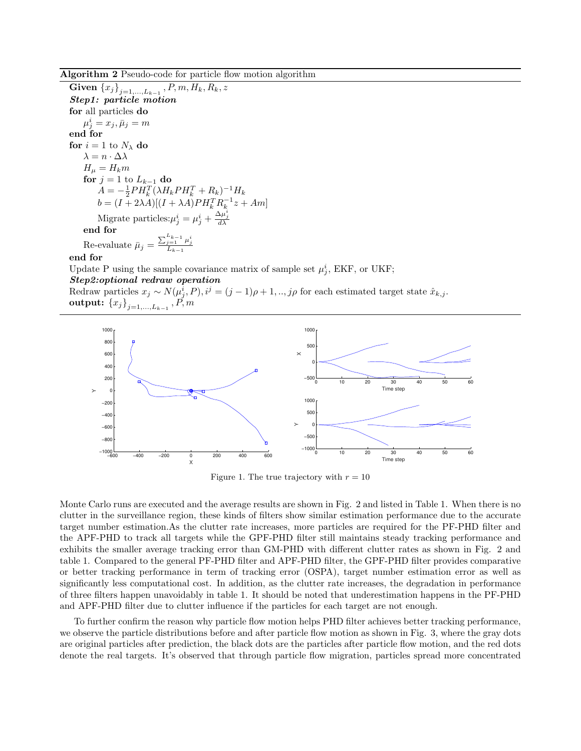**Algorithm 2** Pseudo-code for particle flow motion algorithm

**Given** $\{x_j\}_{j=1,...,L_{k-1}}, P, m, H_k, R_k, z$

***Step1: particle motion***

**for** all particles **do**

  $\mu_j^i = x_j, \bar{\mu}_j = m$

**end for**

**for** $i = 1$ to $N_\lambda$ **do**

  $\lambda = n \cdot \Delta\lambda$

  $H_\mu = H_k m$

  **for** $j = 1$ to $L_{k-1}$ **do**

    $A = -\frac{1}{2} P H_k^T (\lambda H_k P H_k^T + R_k)^{-1} H_k$

    $b = (I + 2\lambda A)[(I + \lambda A) P H_k^T R_k^{-1} z + Am]$

    Migrate particles:$\mu_j^i = \mu_j^i + \frac{\Delta \mu_j^i}{d\lambda}$

  **end for**

  Re-evaluate $\bar{\mu}_j = \frac{\sum_{j=1}^{L_{k-1}} \mu_j^i}{L_{k-1}}$

**end for**

Update P using the sample covariance matrix of sample set $\mu_j^i$, EKF, or UKF;

***Step2:optional redraw operation***

Redraw particles $x_j \sim N(\mu_j^i, P), i^j = (j-1)\rho + 1, .., j\rho$ for each estimated target state $\hat{x}_{k,j}$.

**output:** $\{x_j\}_{j=1,...,L_{k-1}}, P, m$

Figure 1. The true trajectory with $r = 10$

Monte Carlo runs are executed and the average results are shown in Fig. 2 and listed in Table 1. When there is no clutter in the surveillance region, these kinds of filters show similar estimation performance due to the accurate target number estimation.As the clutter rate increases, more particles are required for the PF-PHD filter and the APF-PHD to track all targets while the GPF-PHD filter still maintains steady tracking performance and exhibits the smaller average tracking error than GM-PHD with different clutter rates as shown in Fig. 2 and table 1. Compared to the general PF-PHD filter and APF-PHD filter, the GPF-PHD filter provides comparative or better tracking performance in term of tracking error (OSPA), target number estimation error as well as significantly less computational cost. In addition, as the clutter rate increases, the degradation in performance of three filters happen unavoidably in table 1. It should be noted that underestimation happens in the PF-PHD and APF-PHD filter due to clutter influence if the particles for each target are not enough.

To further confirm the reason why particle flow motion helps PHD filter achieves better tracking performance, we observe the particle distributions before and after particle flow motion as shown in Fig. 3, where the gray dots are original particles after prediction, the black dots are the particles after particle flow motion, and the red dots denote the real targets. It's observed that through particle flow migration, particles spread more concentrated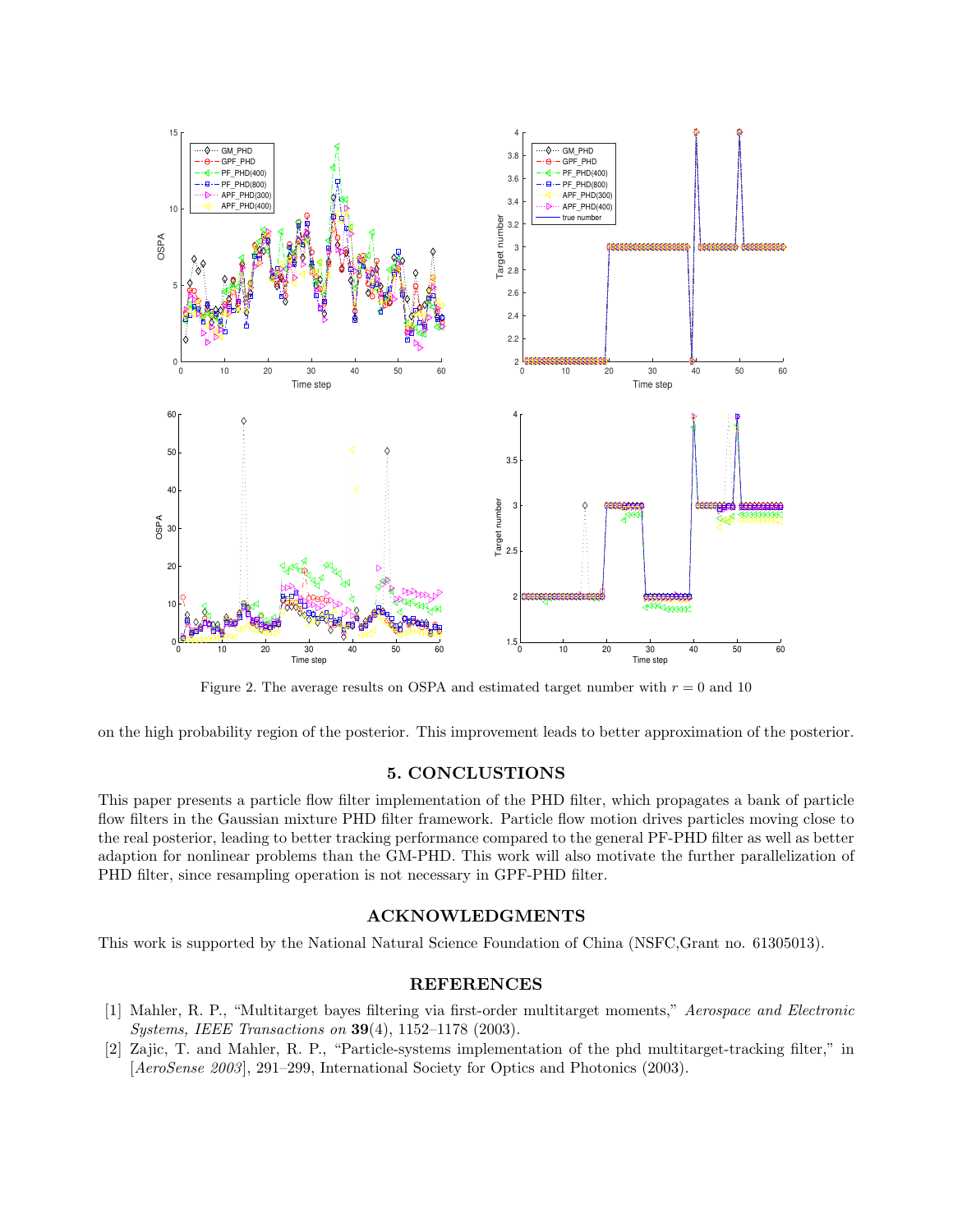Figure 2. The average results on OSPA and estimated target number with $r = 0$ and 10

on the high probability region of the posterior. This improvement leads to better approximation of the posterior.

## 5. CONCLUSIONS

This paper presents a particle flow filter implementation of the PHD filter, which propagates a bank of particle flow filters in the Gaussian mixture PHD filter framework. Particle flow motion drives particles moving close to the real posterior, leading to better tracking performance compared to the general PF-PHD filter as well as better adaption for nonlinear problems than the GM-PHD. This work will also motivate the further parallelization of PHD filter, since resampling operation is not necessary in GPF-PHD filter.

## ACKNOWLEDGMENTS

This work is supported by the National Natural Science Foundation of China (NSFC,Grant no. 61305013).

## REFERENCES

[1] Mahler, R. P., "Multitarget bayes filtering via first-order multitarget moments," *Aerospace and Electronic Systems, IEEE Transactions on* **39**(4), 1152–1178 (2003).

[2] Zajic, T. and Mahler, R. P., "Particle-systems implementation of the phd multitarget-tracking filter," in [*AeroSense 2003*], 291–299, International Society for Optics and Photonics (2003).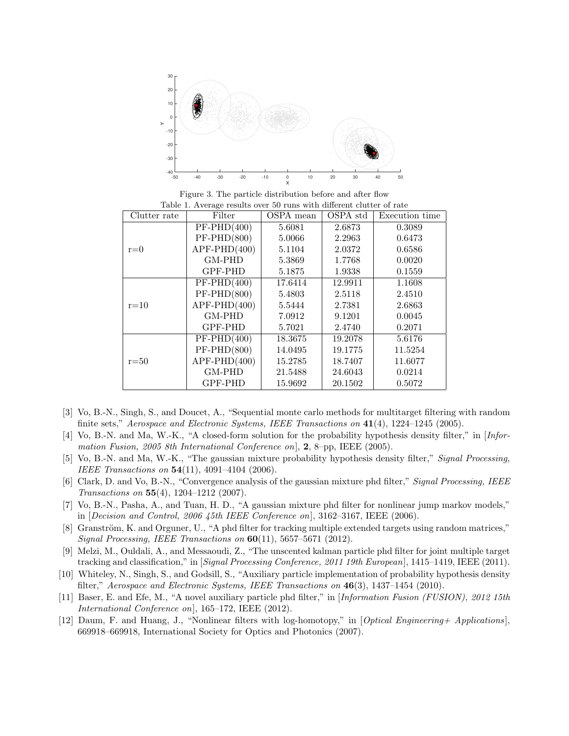Figure 3. The particle distribution before and after flow

Table 1. Average results over 50 runs with different clutter of rate

| Clutter rate | Filter | OSPA mean | OSPA std | Execution time |
|---|---|---|---|---|
| r=0 | PF-PHD(400) | 5.6081 | 2.6873 | 0.3089 |
| | PF-PHD(800) | 5.0066 | 2.2963 | 0.6473 |
| | APF-PHD(400) | 5.1104 | 2.0372 | 0.6586 |
| | GM-PHD | 5.3869 | 1.7768 | 0.0020 |
| | GPF-PHD | 5.1875 | 1.9338 | 0.1559 |
| r=10 | PF-PHD(400) | 17.6414 | 12.9911 | 1.1608 |
| | PF-PHD(800) | 5.4803 | 2.5118 | 2.4510 |
| | APF-PHD(400) | 5.5444 | 2.7381 | 2.6863 |
| | GM-PHD | 7.0912 | 9.1201 | 0.0045 |
| | GPF-PHD | 5.7021 | 2.4740 | 0.2071 |
| r=50 | PF-PHD(400) | 18.3675 | 19.2078 | 5.6176 |
| | PF-PHD(800) | 14.0495 | 19.1775 | 11.5254 |
| | APF-PHD(400) | 15.2785 | 18.7407 | 11.6077 |
| | GM-PHD | 21.5488 | 24.6043 | 0.0214 |
| | GPF-PHD | 15.9692 | 20.1502 | 0.5072 |

[3] Vo, B.-N., Singh, S., and Doucet, A., "Sequential monte carlo methods for multitarget filtering with random finite sets," *Aerospace and Electronic Systems, IEEE Transactions on* **41**(4), 1224–1245 (2005).

[4] Vo, B.-N. and Ma, W.-K., "A closed-form solution for the probability hypothesis density filter," in [*Information Fusion, 2005 8th International Conference on*], **2**, 8–pp, IEEE (2005).

[5] Vo, B.-N. and Ma, W.-K., "The gaussian mixture probability hypothesis density filter," *Signal Processing, IEEE Transactions on* **54**(11), 4091–4104 (2006).

[6] Clark, D. and Vo, B.-N., "Convergence analysis of the gaussian mixture phd filter," *Signal Processing, IEEE Transactions on* **55**(4), 1204–1212 (2007).

[7] Vo, B.-N., Pasha, A., and Tuan, H. D., "A gaussian mixture phd filter for nonlinear jump markov models," in [*Decision and Control, 2006 45th IEEE Conference on*], 3162–3167, IEEE (2006).

[8] Granström, K. and Orguner, U., "A phd filter for tracking multiple extended targets using random matrices," *Signal Processing, IEEE Transactions on* **60**(11), 5657–5671 (2012).

[9] Melzi, M., Ouldali, A., and Messaoudi, Z., "The unscented kalman particle phd filter for joint multiple target tracking and classification," in [*Signal Processing Conference, 2011 19th European*], 1415–1419, IEEE (2011).

[10] Whiteley, N., Singh, S., and Godsill, S., "Auxiliary particle implementation of probability hypothesis density filter," *Aerospace and Electronic Systems, IEEE Transactions on* **46**(3), 1437–1454 (2010).

[11] Baser, E. and Efe, M., "A novel auxiliary particle phd filter," in [*Information Fusion (FUSION), 2012 15th International Conference on*], 165–172, IEEE (2012).

[12] Daum, F. and Huang, J., "Nonlinear filters with log-homotopy," in [*Optical Engineering+ Applications*], 669918–669918, International Society for Optics and Photonics (2007).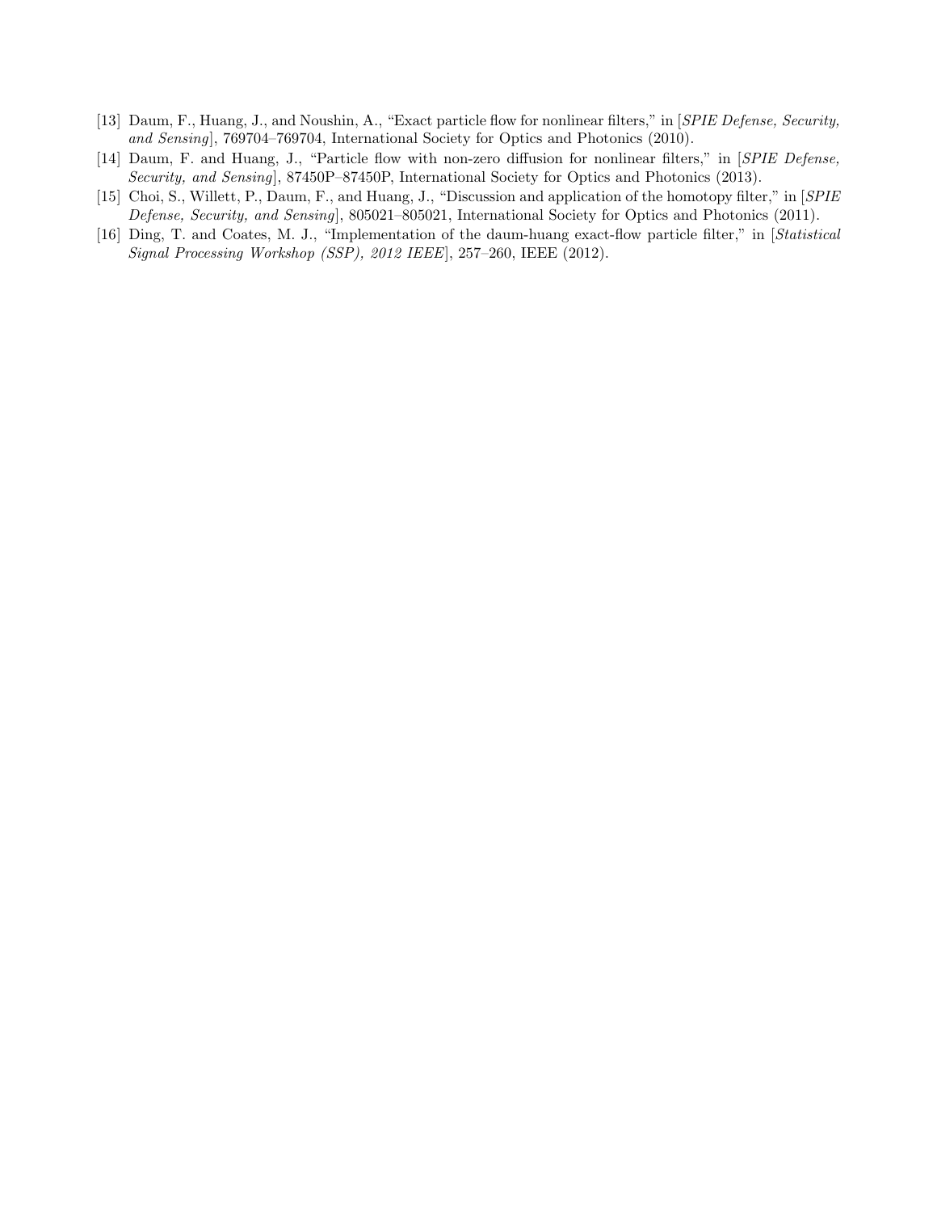[13] Daum, F., Huang, J., and Noushin, A., "Exact particle flow for nonlinear filters," in [*SPIE Defense, Security, and Sensing*], 769704–769704, International Society for Optics and Photonics (2010).

[14] Daum, F. and Huang, J., "Particle flow with non-zero diffusion for nonlinear filters," in [*SPIE Defense, Security, and Sensing*], 87450P–87450P, International Society for Optics and Photonics (2013).

[15] Choi, S., Willett, P., Daum, F., and Huang, J., "Discussion and application of the homotopy filter," in [*SPIE Defense, Security, and Sensing*], 805021–805021, International Society for Optics and Photonics (2011).

[16] Ding, T. and Coates, M. J., "Implementation of the daum-huang exact-flow particle filter," in [*Statistical Signal Processing Workshop (SSP), 2012 IEEE*], 257–260, IEEE (2012).